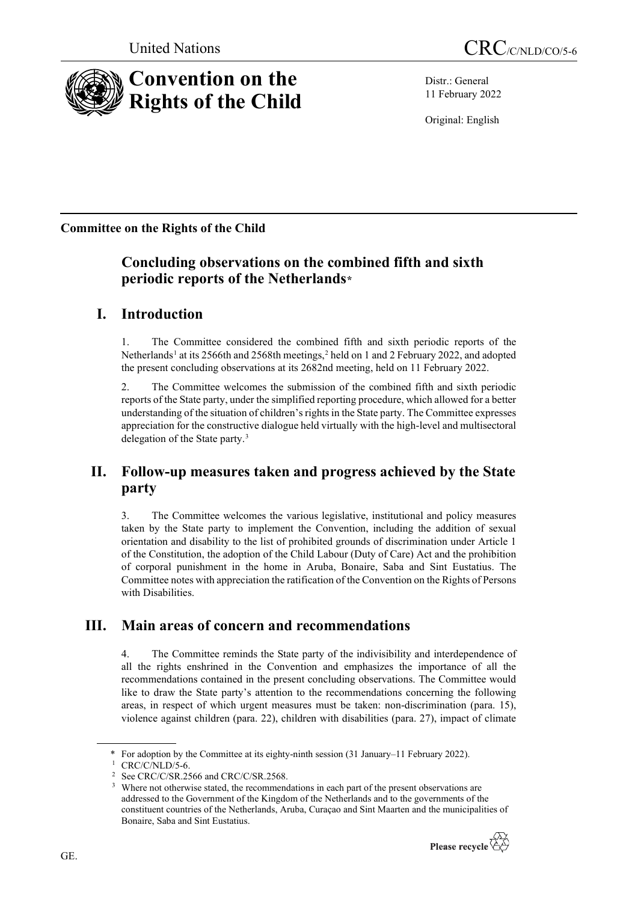United Nations

CRC/C/NLD/CO/5-6

# Convention on the Rights of the Child

Distr.: General
11 February 2022

Original: English

**Committee on the Rights of the Child**

## Concluding observations on the combined fifth and sixth periodic reports of the Netherlands*

## I. Introduction

1. The Committee considered the combined fifth and sixth periodic reports of the Netherlands[1] at its 2566th and 2568th meetings,[2] held on 1 and 2 February 2022, and adopted the present concluding observations at its 2682nd meeting, held on 11 February 2022.

2. The Committee welcomes the submission of the combined fifth and sixth periodic reports of the State party, under the simplified reporting procedure, which allowed for a better understanding of the situation of children's rights in the State party. The Committee expresses appreciation for the constructive dialogue held virtually with the high-level and multisectoral delegation of the State party.[3]

## II. Follow-up measures taken and progress achieved by the State party

3. The Committee welcomes the various legislative, institutional and policy measures taken by the State party to implement the Convention, including the addition of sexual orientation and disability to the list of prohibited grounds of discrimination under Article 1 of the Constitution, the adoption of the Child Labour (Duty of Care) Act and the prohibition of corporal punishment in the home in Aruba, Bonaire, Saba and Sint Eustatius. The Committee notes with appreciation the ratification of the Convention on the Rights of Persons with Disabilities.

## III. Main areas of concern and recommendations

4. The Committee reminds the State party of the indivisibility and interdependence of all the rights enshrined in the Convention and emphasizes the importance of all the recommendations contained in the present concluding observations. The Committee would like to draw the State party's attention to the recommendations concerning the following areas, in respect of which urgent measures must be taken: non-discrimination (para. 15), violence against children (para. 22), children with disabilities (para. 27), impact of climate

---

\* For adoption by the Committee at its eighty-ninth session (31 January–11 February 2022).

[1] CRC/C/NLD/5-6.

[2] See CRC/C/SR.2566 and CRC/C/SR.2568.

[3] Where not otherwise stated, the recommendations in each part of the present observations are addressed to the Government of the Kingdom of the Netherlands and to the governments of the constituent countries of the Netherlands, Aruba, Curaçao and Sint Maarten and the municipalities of Bonaire, Saba and Sint Eustatius.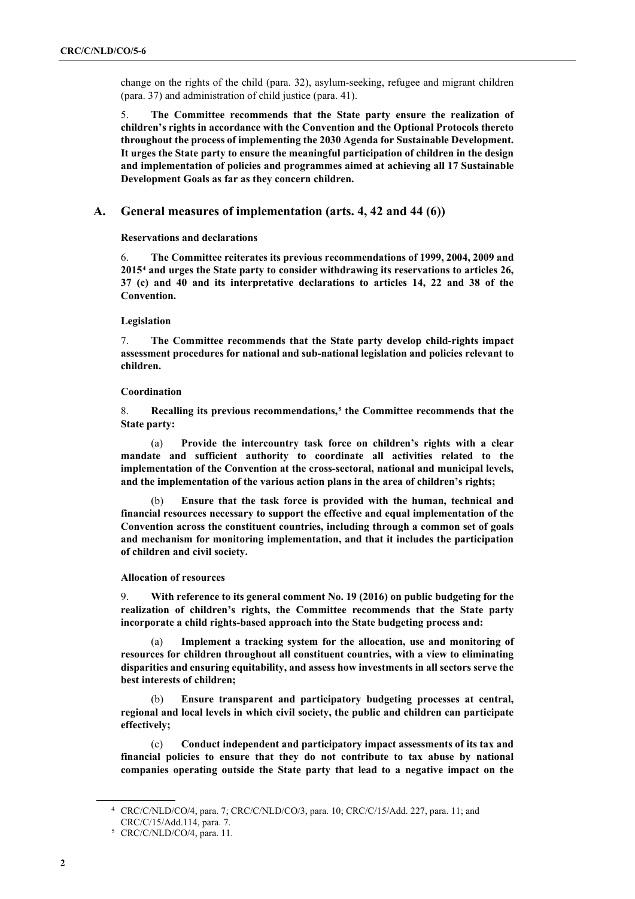change on the rights of the child (para. 32), asylum-seeking, refugee and migrant children (para. 37) and administration of child justice (para. 41).

5. **The Committee recommends that the State party ensure the realization of children's rights in accordance with the Convention and the Optional Protocols thereto throughout the process of implementing the 2030 Agenda for Sustainable Development. It urges the State party to ensure the meaningful participation of children in the design and implementation of policies and programmes aimed at achieving all 17 Sustainable Development Goals as far as they concern children.**

## A. General measures of implementation (arts. 4, 42 and 44 (6))

### Reservations and declarations

6. **The Committee reiterates its previous recommendations of 1999, 2004, 2009 and 2015[4] and urges the State party to consider withdrawing its reservations to articles 26, 37 (c) and 40 and its interpretative declarations to articles 14, 22 and 38 of the Convention.**

### Legislation

7. **The Committee recommends that the State party develop child-rights impact assessment procedures for national and sub-national legislation and policies relevant to children.**

### Coordination

8. **Recalling its previous recommendations,[5] the Committee recommends that the State party:**

(a) **Provide the intercountry task force on children's rights with a clear mandate and sufficient authority to coordinate all activities related to the implementation of the Convention at the cross-sectoral, national and municipal levels, and the implementation of the various action plans in the area of children's rights;**

(b) **Ensure that the task force is provided with the human, technical and financial resources necessary to support the effective and equal implementation of the Convention across the constituent countries, including through a common set of goals and mechanism for monitoring implementation, and that it includes the participation of children and civil society.**

### Allocation of resources

9. **With reference to its general comment No. 19 (2016) on public budgeting for the realization of children's rights, the Committee recommends that the State party incorporate a child rights-based approach into the State budgeting process and:**

(a) **Implement a tracking system for the allocation, use and monitoring of resources for children throughout all constituent countries, with a view to eliminating disparities and ensuring equitability, and assess how investments in all sectors serve the best interests of children;**

(b) **Ensure transparent and participatory budgeting processes at central, regional and local levels in which civil society, the public and children can participate effectively;**

(c) **Conduct independent and participatory impact assessments of its tax and financial policies to ensure that they do not contribute to tax abuse by national companies operating outside the State party that lead to a negative impact on the**

---

[4] CRC/C/NLD/CO/4, para. 7; CRC/C/NLD/CO/3, para. 10; CRC/C/15/Add. 227, para. 11; and CRC/C/15/Add.114, para. 7.

[5] CRC/C/NLD/CO/4, para. 11.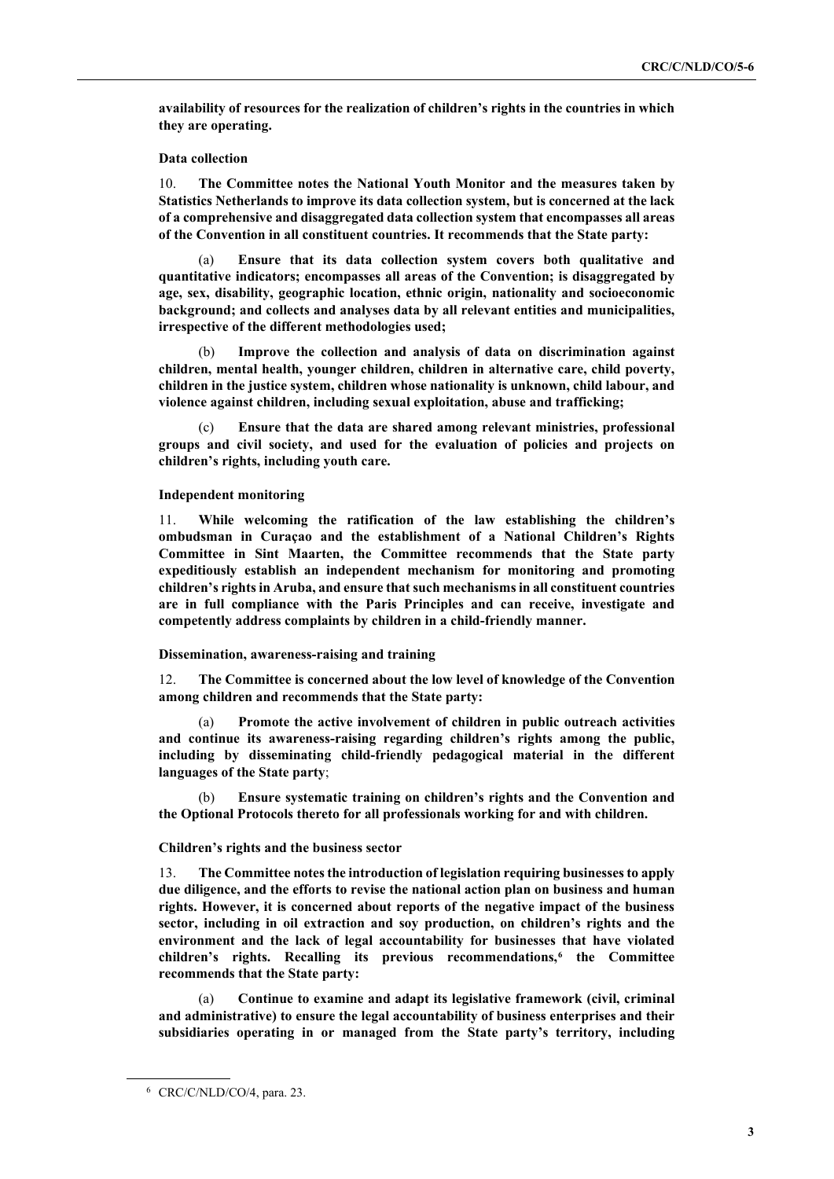**availability of resources for the realization of children's rights in the countries in which they are operating.**

**Data collection**

10. **The Committee notes the National Youth Monitor and the measures taken by Statistics Netherlands to improve its data collection system, but is concerned at the lack of a comprehensive and disaggregated data collection system that encompasses all areas of the Convention in all constituent countries. It recommends that the State party:**

(a) **Ensure that its data collection system covers both qualitative and quantitative indicators; encompasses all areas of the Convention; is disaggregated by age, sex, disability, geographic location, ethnic origin, nationality and socioeconomic background; and collects and analyses data by all relevant entities and municipalities, irrespective of the different methodologies used;**

(b) **Improve the collection and analysis of data on discrimination against children, mental health, younger children, children in alternative care, child poverty, children in the justice system, children whose nationality is unknown, child labour, and violence against children, including sexual exploitation, abuse and trafficking;**

(c) **Ensure that the data are shared among relevant ministries, professional groups and civil society, and used for the evaluation of policies and projects on children's rights, including youth care.**

**Independent monitoring**

11. **While welcoming the ratification of the law establishing the children's ombudsman in Curaçao and the establishment of a National Children's Rights Committee in Sint Maarten, the Committee recommends that the State party expeditiously establish an independent mechanism for monitoring and promoting children's rights in Aruba, and ensure that such mechanisms in all constituent countries are in full compliance with the Paris Principles and can receive, investigate and competently address complaints by children in a child-friendly manner.**

**Dissemination, awareness-raising and training**

12. **The Committee is concerned about the low level of knowledge of the Convention among children and recommends that the State party:**

(a) **Promote the active involvement of children in public outreach activities and continue its awareness-raising regarding children's rights among the public, including by disseminating child-friendly pedagogical material in the different languages of the State party**;

(b) **Ensure systematic training on children's rights and the Convention and the Optional Protocols thereto for all professionals working for and with children.**

**Children's rights and the business sector**

13. **The Committee notes the introduction of legislation requiring businesses to apply due diligence, and the efforts to revise the national action plan on business and human rights. However, it is concerned about reports of the negative impact of the business sector, including in oil extraction and soy production, on children's rights and the environment and the lack of legal accountability for businesses that have violated children's rights. Recalling its previous recommendations,[6] the Committee recommends that the State party:**

(a) **Continue to examine and adapt its legislative framework (civil, criminal and administrative) to ensure the legal accountability of business enterprises and their subsidiaries operating in or managed from the State party's territory, including**

[6] CRC/C/NLD/CO/4, para. 23.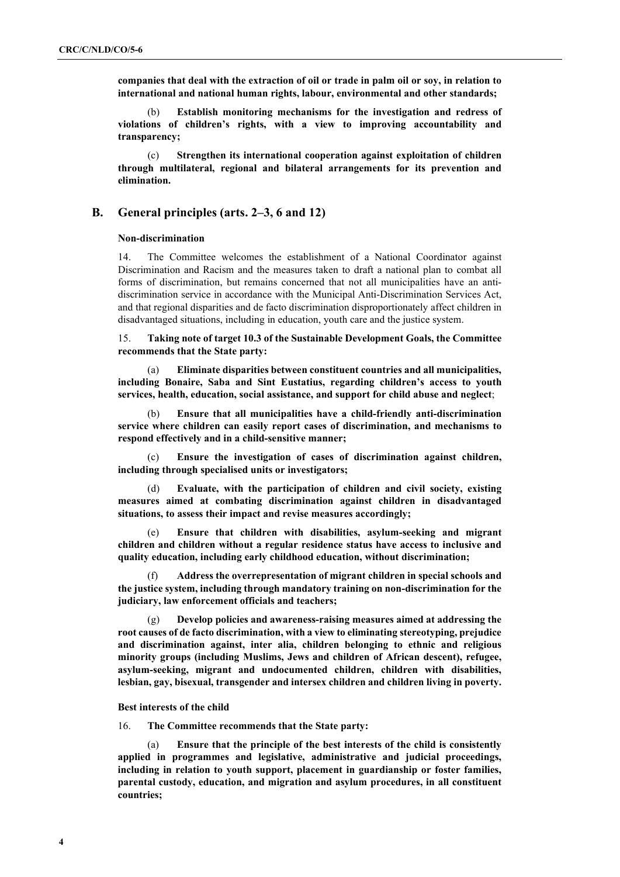**companies that deal with the extraction of oil or trade in palm oil or soy, in relation to international and national human rights, labour, environmental and other standards;**

(b) **Establish monitoring mechanisms for the investigation and redress of violations of children's rights, with a view to improving accountability and transparency;**

(c) **Strengthen its international cooperation against exploitation of children through multilateral, regional and bilateral arrangements for its prevention and elimination.**

## B. General principles (arts. 2–3, 6 and 12)

### Non-discrimination

14. The Committee welcomes the establishment of a National Coordinator against Discrimination and Racism and the measures taken to draft a national plan to combat all forms of discrimination, but remains concerned that not all municipalities have an anti-discrimination service in accordance with the Municipal Anti-Discrimination Services Act, and that regional disparities and de facto discrimination disproportionately affect children in disadvantaged situations, including in education, youth care and the justice system.

15. **Taking note of target 10.3 of the Sustainable Development Goals, the Committee recommends that the State party:**

(a) **Eliminate disparities between constituent countries and all municipalities, including Bonaire, Saba and Sint Eustatius, regarding children's access to youth services, health, education, social assistance, and support for child abuse and neglect**;

(b) **Ensure that all municipalities have a child-friendly anti-discrimination service where children can easily report cases of discrimination, and mechanisms to respond effectively and in a child-sensitive manner;**

(c) **Ensure the investigation of cases of discrimination against children, including through specialised units or investigators;**

(d) **Evaluate, with the participation of children and civil society, existing measures aimed at combating discrimination against children in disadvantaged situations, to assess their impact and revise measures accordingly;**

(e) **Ensure that children with disabilities, asylum-seeking and migrant children and children without a regular residence status have access to inclusive and quality education, including early childhood education, without discrimination;**

(f) **Address the overrepresentation of migrant children in special schools and the justice system, including through mandatory training on non-discrimination for the judiciary, law enforcement officials and teachers;**

(g) **Develop policies and awareness-raising measures aimed at addressing the root causes of de facto discrimination, with a view to eliminating stereotyping, prejudice and discrimination against, inter alia, children belonging to ethnic and religious minority groups (including Muslims, Jews and children of African descent), refugee, asylum-seeking, migrant and undocumented children, children with disabilities, lesbian, gay, bisexual, transgender and intersex children and children living in poverty.**

### Best interests of the child

16. **The Committee recommends that the State party:**

(a) **Ensure that the principle of the best interests of the child is consistently applied in programmes and legislative, administrative and judicial proceedings, including in relation to youth support, placement in guardianship or foster families, parental custody, education, and migration and asylum procedures, in all constituent countries;**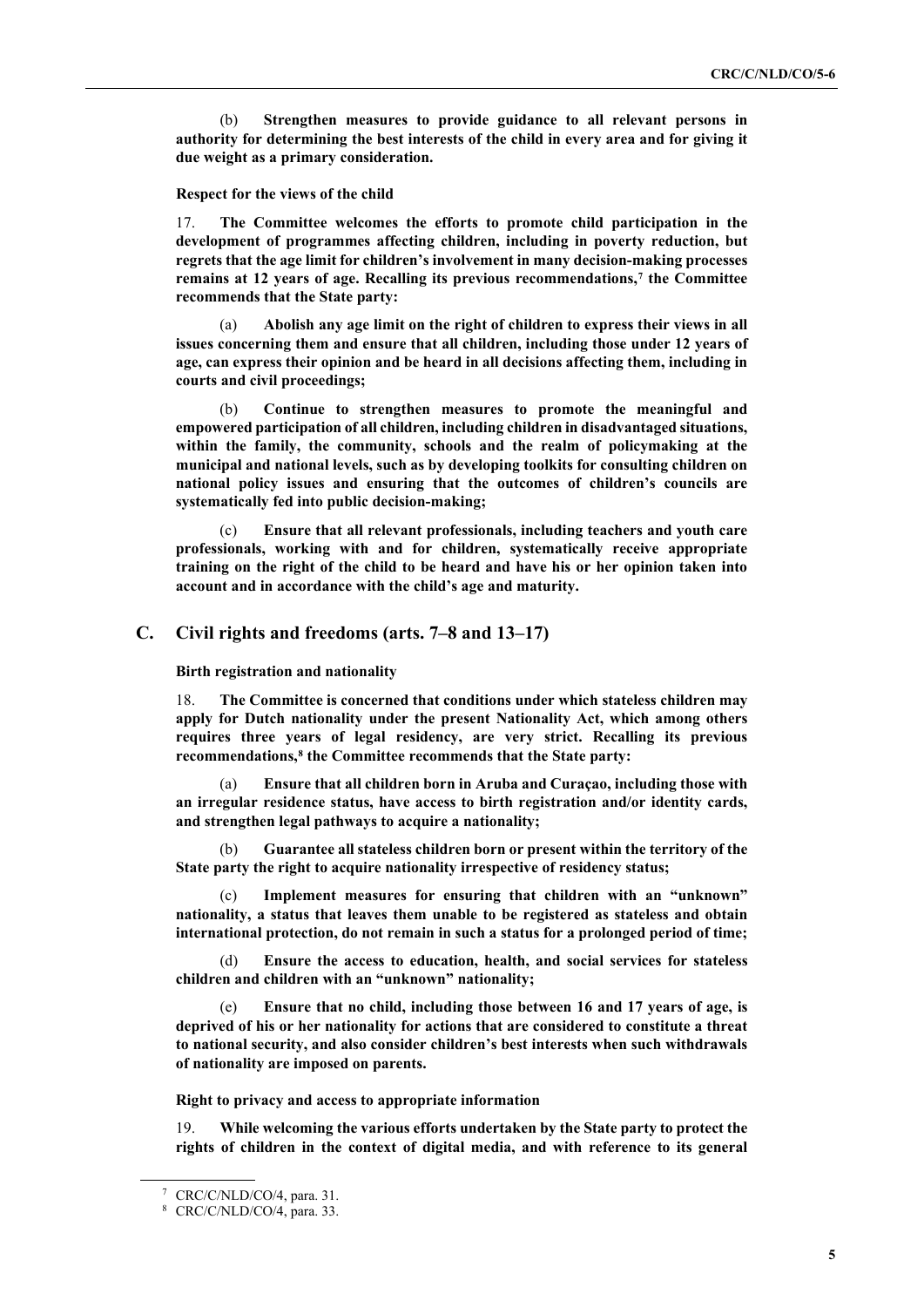(b) **Strengthen measures to provide guidance to all relevant persons in authority for determining the best interests of the child in every area and for giving it due weight as a primary consideration.**

**Respect for the views of the child**

17. **The Committee welcomes the efforts to promote child participation in the development of programmes affecting children, including in poverty reduction, but regrets that the age limit for children's involvement in many decision-making processes remains at 12 years of age. Recalling its previous recommendations,[7] the Committee recommends that the State party:**

(a) **Abolish any age limit on the right of children to express their views in all issues concerning them and ensure that all children, including those under 12 years of age, can express their opinion and be heard in all decisions affecting them, including in courts and civil proceedings;**

(b) **Continue to strengthen measures to promote the meaningful and empowered participation of all children, including children in disadvantaged situations, within the family, the community, schools and the realm of policymaking at the municipal and national levels, such as by developing toolkits for consulting children on national policy issues and ensuring that the outcomes of children's councils are systematically fed into public decision-making;**

(c) **Ensure that all relevant professionals, including teachers and youth care professionals, working with and for children, systematically receive appropriate training on the right of the child to be heard and have his or her opinion taken into account and in accordance with the child's age and maturity.**

## C. Civil rights and freedoms (arts. 7–8 and 13–17)

**Birth registration and nationality**

18. **The Committee is concerned that conditions under which stateless children may apply for Dutch nationality under the present Nationality Act, which among others requires three years of legal residency, are very strict. Recalling its previous recommendations,[8] the Committee recommends that the State party:**

(a) **Ensure that all children born in Aruba and Curaçao, including those with an irregular residence status, have access to birth registration and/or identity cards, and strengthen legal pathways to acquire a nationality;**

(b) **Guarantee all stateless children born or present within the territory of the State party the right to acquire nationality irrespective of residency status;**

(c) **Implement measures for ensuring that children with an "unknown" nationality, a status that leaves them unable to be registered as stateless and obtain international protection, do not remain in such a status for a prolonged period of time;**

(d) **Ensure the access to education, health, and social services for stateless children and children with an "unknown" nationality;**

(e) **Ensure that no child, including those between 16 and 17 years of age, is deprived of his or her nationality for actions that are considered to constitute a threat to national security, and also consider children's best interests when such withdrawals of nationality are imposed on parents.**

**Right to privacy and access to appropriate information**

19. **While welcoming the various efforts undertaken by the State party to protect the rights of children in the context of digital media, and with reference to its general**

[7] CRC/C/NLD/CO/4, para. 31.

[8] CRC/C/NLD/CO/4, para. 33.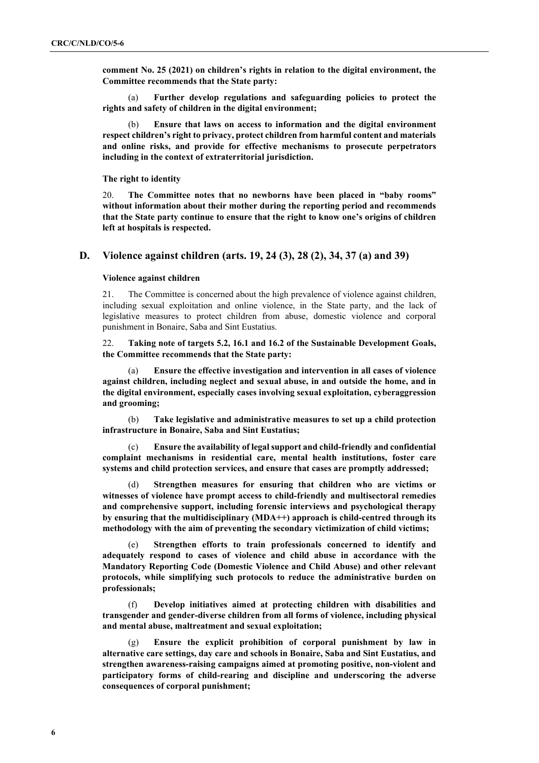**comment No. 25 (2021) on children's rights in relation to the digital environment, the Committee recommends that the State party:**

(a) **Further develop regulations and safeguarding policies to protect the rights and safety of children in the digital environment;**

(b) **Ensure that laws on access to information and the digital environment respect children's right to privacy, protect children from harmful content and materials and online risks, and provide for effective mechanisms to prosecute perpetrators including in the context of extraterritorial jurisdiction.**

**The right to identity**

20. **The Committee notes that no newborns have been placed in "baby rooms" without information about their mother during the reporting period and recommends that the State party continue to ensure that the right to know one's origins of children left at hospitals is respected.**

## D. Violence against children (arts. 19, 24 (3), 28 (2), 34, 37 (a) and 39)

**Violence against children**

21. The Committee is concerned about the high prevalence of violence against children, including sexual exploitation and online violence, in the State party, and the lack of legislative measures to protect children from abuse, domestic violence and corporal punishment in Bonaire, Saba and Sint Eustatius.

22. **Taking note of targets 5.2, 16.1 and 16.2 of the Sustainable Development Goals, the Committee recommends that the State party:**

(a) **Ensure the effective investigation and intervention in all cases of violence against children, including neglect and sexual abuse, in and outside the home, and in the digital environment, especially cases involving sexual exploitation, cyberaggression and grooming;**

(b) **Take legislative and administrative measures to set up a child protection infrastructure in Bonaire, Saba and Sint Eustatius;**

(c) **Ensure the availability of legal support and child-friendly and confidential complaint mechanisms in residential care, mental health institutions, foster care systems and child protection services, and ensure that cases are promptly addressed;**

(d) **Strengthen measures for ensuring that children who are victims or witnesses of violence have prompt access to child-friendly and multisectoral remedies and comprehensive support, including forensic interviews and psychological therapy by ensuring that the multidisciplinary (MDA++) approach is child-centred through its methodology with the aim of preventing the secondary victimization of child victims;**

(e) **Strengthen efforts to train professionals concerned to identify and adequately respond to cases of violence and child abuse in accordance with the Mandatory Reporting Code (Domestic Violence and Child Abuse) and other relevant protocols, while simplifying such protocols to reduce the administrative burden on professionals;**

(f) **Develop initiatives aimed at protecting children with disabilities and transgender and gender-diverse children from all forms of violence, including physical and mental abuse, maltreatment and sexual exploitation;**

(g) **Ensure the explicit prohibition of corporal punishment by law in alternative care settings, day care and schools in Bonaire, Saba and Sint Eustatius, and strengthen awareness-raising campaigns aimed at promoting positive, non-violent and participatory forms of child-rearing and discipline and underscoring the adverse consequences of corporal punishment;**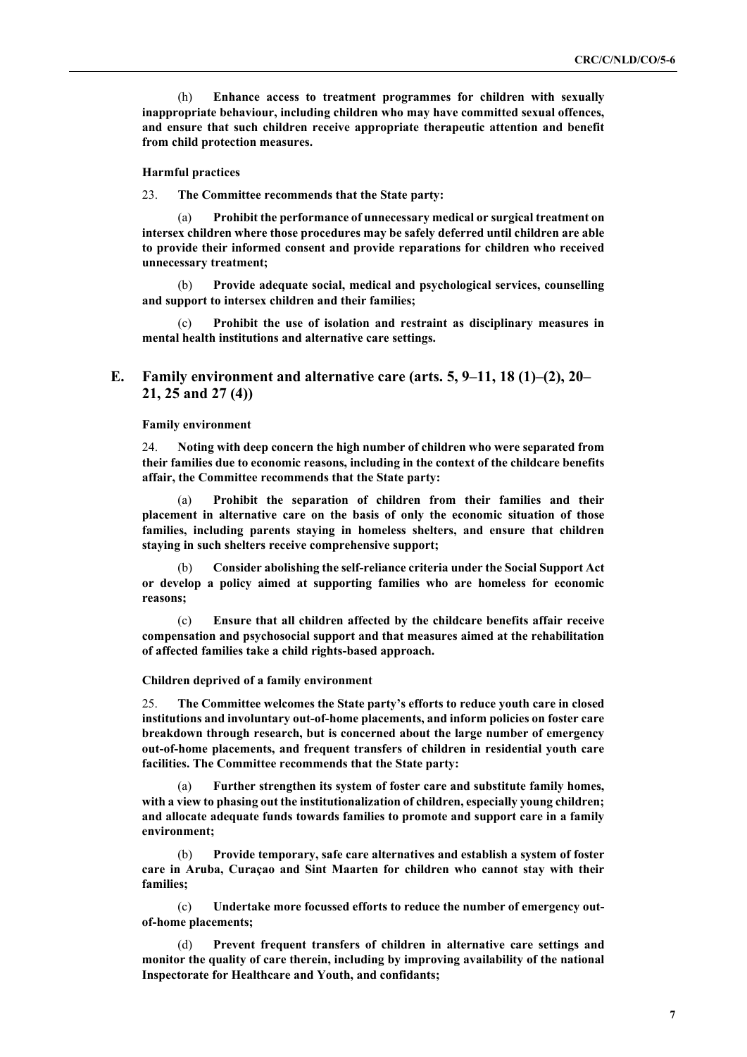(h) **Enhance access to treatment programmes for children with sexually inappropriate behaviour, including children who may have committed sexual offences, and ensure that such children receive appropriate therapeutic attention and benefit from child protection measures.**

**Harmful practices**

23. **The Committee recommends that the State party:**

(a) **Prohibit the performance of unnecessary medical or surgical treatment on intersex children where those procedures may be safely deferred until children are able to provide their informed consent and provide reparations for children who received unnecessary treatment;**

(b) **Provide adequate social, medical and psychological services, counselling and support to intersex children and their families;**

(c) **Prohibit the use of isolation and restraint as disciplinary measures in mental health institutions and alternative care settings.**

## E. Family environment and alternative care (arts. 5, 9–11, 18 (1)–(2), 20–21, 25 and 27 (4))

**Family environment**

24. **Noting with deep concern the high number of children who were separated from their families due to economic reasons, including in the context of the childcare benefits affair, the Committee recommends that the State party:**

(a) **Prohibit the separation of children from their families and their placement in alternative care on the basis of only the economic situation of those families, including parents staying in homeless shelters, and ensure that children staying in such shelters receive comprehensive support;**

(b) **Consider abolishing the self-reliance criteria under the Social Support Act or develop a policy aimed at supporting families who are homeless for economic reasons;**

(c) **Ensure that all children affected by the childcare benefits affair receive compensation and psychosocial support and that measures aimed at the rehabilitation of affected families take a child rights-based approach.**

**Children deprived of a family environment**

25. **The Committee welcomes the State party's efforts to reduce youth care in closed institutions and involuntary out-of-home placements, and inform policies on foster care breakdown through research, but is concerned about the large number of emergency out-of-home placements, and frequent transfers of children in residential youth care facilities. The Committee recommends that the State party:**

(a) **Further strengthen its system of foster care and substitute family homes, with a view to phasing out the institutionalization of children, especially young children; and allocate adequate funds towards families to promote and support care in a family environment;**

(b) **Provide temporary, safe care alternatives and establish a system of foster care in Aruba, Curaçao and Sint Maarten for children who cannot stay with their families;**

(c) **Undertake more focussed efforts to reduce the number of emergency out-of-home placements;**

(d) **Prevent frequent transfers of children in alternative care settings and monitor the quality of care therein, including by improving availability of the national Inspectorate for Healthcare and Youth, and confidants;**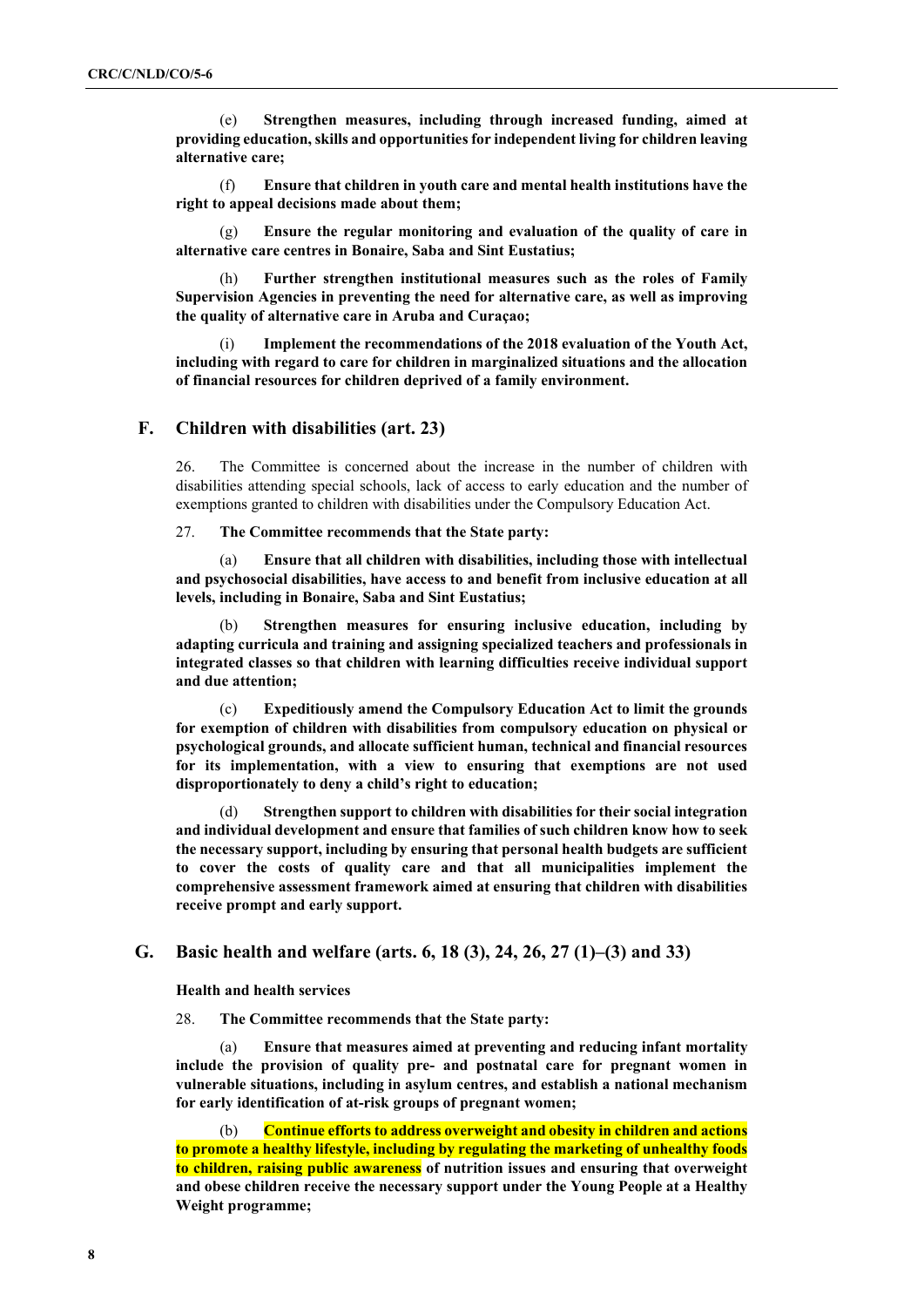(e) **Strengthen measures, including through increased funding, aimed at providing education, skills and opportunities for independent living for children leaving alternative care;**

(f) **Ensure that children in youth care and mental health institutions have the right to appeal decisions made about them;**

(g) **Ensure the regular monitoring and evaluation of the quality of care in alternative care centres in Bonaire, Saba and Sint Eustatius;**

(h) **Further strengthen institutional measures such as the roles of Family Supervision Agencies in preventing the need for alternative care, as well as improving the quality of alternative care in Aruba and Curaçao;**

(i) **Implement the recommendations of the 2018 evaluation of the Youth Act, including with regard to care for children in marginalized situations and the allocation of financial resources for children deprived of a family environment.**

## F. Children with disabilities (art. 23)

26. The Committee is concerned about the increase in the number of children with disabilities attending special schools, lack of access to early education and the number of exemptions granted to children with disabilities under the Compulsory Education Act.

27. **The Committee recommends that the State party:**

(a) **Ensure that all children with disabilities, including those with intellectual and psychosocial disabilities, have access to and benefit from inclusive education at all levels, including in Bonaire, Saba and Sint Eustatius;**

(b) **Strengthen measures for ensuring inclusive education, including by adapting curricula and training and assigning specialized teachers and professionals in integrated classes so that children with learning difficulties receive individual support and due attention;**

(c) **Expeditiously amend the Compulsory Education Act to limit the grounds for exemption of children with disabilities from compulsory education on physical or psychological grounds, and allocate sufficient human, technical and financial resources for its implementation, with a view to ensuring that exemptions are not used disproportionately to deny a child's right to education;**

(d) **Strengthen support to children with disabilities for their social integration and individual development and ensure that families of such children know how to seek the necessary support, including by ensuring that personal health budgets are sufficient to cover the costs of quality care and that all municipalities implement the comprehensive assessment framework aimed at ensuring that children with disabilities receive prompt and early support.**

## G. Basic health and welfare (arts. 6, 18 (3), 24, 26, 27 (1)–(3) and 33)

### Health and health services

28. **The Committee recommends that the State party:**

(a) **Ensure that measures aimed at preventing and reducing infant mortality include the provision of quality pre- and postnatal care for pregnant women in vulnerable situations, including in asylum centres, and establish a national mechanism for early identification of at-risk groups of pregnant women;**

(b) **Continue efforts to address overweight and obesity in children and actions to promote a healthy lifestyle, including by regulating the marketing of unhealthy foods to children, raising public awareness of nutrition issues and ensuring that overweight and obese children receive the necessary support under the Young People at a Healthy Weight programme;**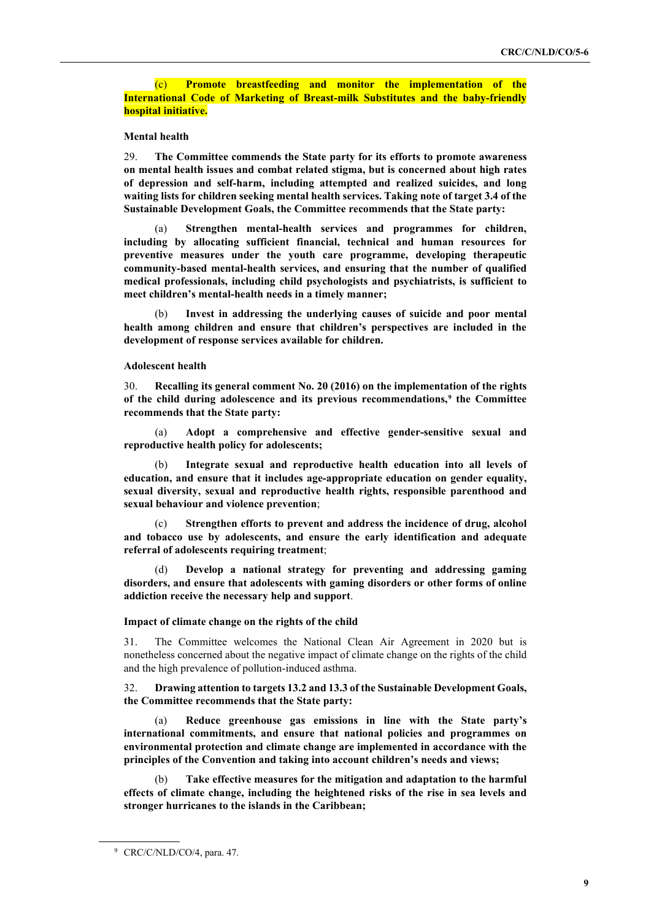**(c) Promote breastfeeding and monitor the implementation of the International Code of Marketing of Breast-milk Substitutes and the baby-friendly hospital initiative.**

**Mental health**

29. **The Committee commends the State party for its efforts to promote awareness on mental health issues and combat related stigma, but is concerned about high rates of depression and self-harm, including attempted and realized suicides, and long waiting lists for children seeking mental health services. Taking note of target 3.4 of the Sustainable Development Goals, the Committee recommends that the State party:**

(a) **Strengthen mental-health services and programmes for children, including by allocating sufficient financial, technical and human resources for preventive measures under the youth care programme, developing therapeutic community-based mental-health services, and ensuring that the number of qualified medical professionals, including child psychologists and psychiatrists, is sufficient to meet children's mental-health needs in a timely manner;**

(b) **Invest in addressing the underlying causes of suicide and poor mental health among children and ensure that children's perspectives are included in the development of response services available for children.**

**Adolescent health**

30. **Recalling its general comment No. 20 (2016) on the implementation of the rights of the child during adolescence and its previous recommendations,[9] the Committee recommends that the State party:**

(a) **Adopt a comprehensive and effective gender-sensitive sexual and reproductive health policy for adolescents;**

(b) **Integrate sexual and reproductive health education into all levels of education, and ensure that it includes age-appropriate education on gender equality, sexual diversity, sexual and reproductive health rights, responsible parenthood and sexual behaviour and violence prevention**;

(c) **Strengthen efforts to prevent and address the incidence of drug, alcohol and tobacco use by adolescents, and ensure the early identification and adequate referral of adolescents requiring treatment**;

(d) **Develop a national strategy for preventing and addressing gaming disorders, and ensure that adolescents with gaming disorders or other forms of online addiction receive the necessary help and support**.

**Impact of climate change on the rights of the child**

31. The Committee welcomes the National Clean Air Agreement in 2020 but is nonetheless concerned about the negative impact of climate change on the rights of the child and the high prevalence of pollution-induced asthma.

32. **Drawing attention to targets 13.2 and 13.3 of the Sustainable Development Goals, the Committee recommends that the State party:**

(a) **Reduce greenhouse gas emissions in line with the State party's international commitments, and ensure that national policies and programmes on environmental protection and climate change are implemented in accordance with the principles of the Convention and taking into account children's needs and views;**

(b) **Take effective measures for the mitigation and adaptation to the harmful effects of climate change, including the heightened risks of the rise in sea levels and stronger hurricanes to the islands in the Caribbean;**

[9] CRC/C/NLD/CO/4, para. 47.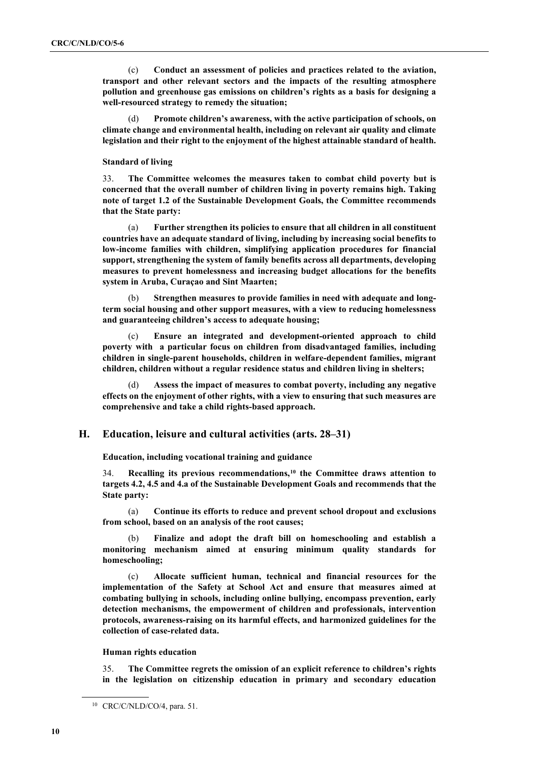(c) **Conduct an assessment of policies and practices related to the aviation, transport and other relevant sectors and the impacts of the resulting atmosphere pollution and greenhouse gas emissions on children's rights as a basis for designing a well-resourced strategy to remedy the situation;**

(d) **Promote children's awareness, with the active participation of schools, on climate change and environmental health, including on relevant air quality and climate legislation and their right to the enjoyment of the highest attainable standard of health.**

**Standard of living**

33. **The Committee welcomes the measures taken to combat child poverty but is concerned that the overall number of children living in poverty remains high. Taking note of target 1.2 of the Sustainable Development Goals, the Committee recommends that the State party:**

(a) **Further strengthen its policies to ensure that all children in all constituent countries have an adequate standard of living, including by increasing social benefits to low-income families with children, simplifying application procedures for financial support, strengthening the system of family benefits across all departments, developing measures to prevent homelessness and increasing budget allocations for the benefits system in Aruba, Curaçao and Sint Maarten;**

(b) **Strengthen measures to provide families in need with adequate and long-term social housing and other support measures, with a view to reducing homelessness and guaranteeing children's access to adequate housing;**

(c) **Ensure an integrated and development-oriented approach to child poverty with a particular focus on children from disadvantaged families, including children in single-parent households, children in welfare-dependent families, migrant children, children without a regular residence status and children living in shelters;**

(d) **Assess the impact of measures to combat poverty, including any negative effects on the enjoyment of other rights, with a view to ensuring that such measures are comprehensive and take a child rights-based approach.**

## H. Education, leisure and cultural activities (arts. 28–31)

**Education, including vocational training and guidance**

34. **Recalling its previous recommendations,[10] the Committee draws attention to targets 4.2, 4.5 and 4.a of the Sustainable Development Goals and recommends that the State party:**

(a) **Continue its efforts to reduce and prevent school dropout and exclusions from school, based on an analysis of the root causes;**

(b) **Finalize and adopt the draft bill on homeschooling and establish a monitoring mechanism aimed at ensuring minimum quality standards for homeschooling;**

(c) **Allocate sufficient human, technical and financial resources for the implementation of the Safety at School Act and ensure that measures aimed at combating bullying in schools, including online bullying, encompass prevention, early detection mechanisms, the empowerment of children and professionals, intervention protocols, awareness-raising on its harmful effects, and harmonized guidelines for the collection of case-related data.**

**Human rights education**

35. **The Committee regrets the omission of an explicit reference to children's rights in the legislation on citizenship education in primary and secondary education**

---

[10] CRC/C/NLD/CO/4, para. 51.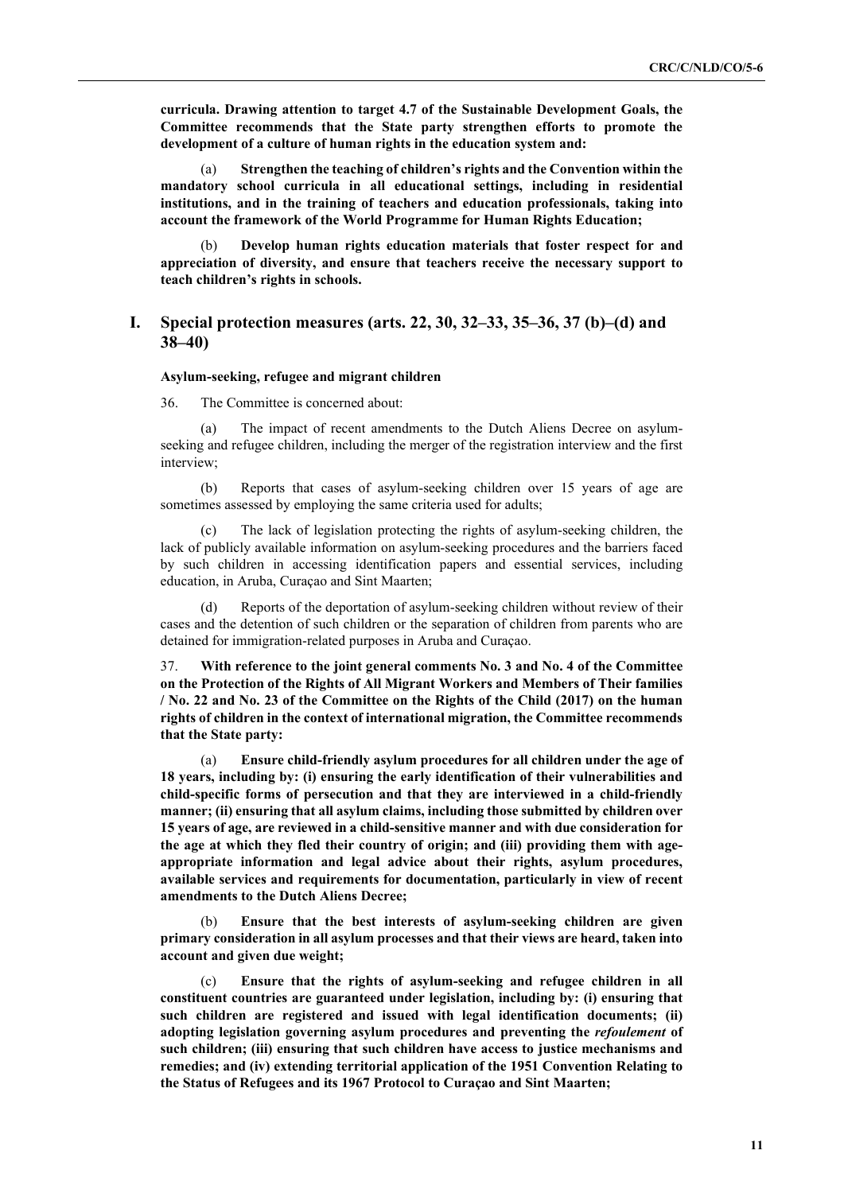**curricula. Drawing attention to target 4.7 of the Sustainable Development Goals, the Committee recommends that the State party strengthen efforts to promote the development of a culture of human rights in the education system and:**

(a) **Strengthen the teaching of children's rights and the Convention within the mandatory school curricula in all educational settings, including in residential institutions, and in the training of teachers and education professionals, taking into account the framework of the World Programme for Human Rights Education;**

(b) **Develop human rights education materials that foster respect for and appreciation of diversity, and ensure that teachers receive the necessary support to teach children's rights in schools.**

## I. Special protection measures (arts. 22, 30, 32–33, 35–36, 37 (b)–(d) and 38–40)

#### Asylum-seeking, refugee and migrant children

36. The Committee is concerned about:

(a) The impact of recent amendments to the Dutch Aliens Decree on asylum-seeking and refugee children, including the merger of the registration interview and the first interview;

(b) Reports that cases of asylum-seeking children over 15 years of age are sometimes assessed by employing the same criteria used for adults;

(c) The lack of legislation protecting the rights of asylum-seeking children, the lack of publicly available information on asylum-seeking procedures and the barriers faced by such children in accessing identification papers and essential services, including education, in Aruba, Curaçao and Sint Maarten;

(d) Reports of the deportation of asylum-seeking children without review of their cases and the detention of such children or the separation of children from parents who are detained for immigration-related purposes in Aruba and Curaçao.

37. **With reference to the joint general comments No. 3 and No. 4 of the Committee on the Protection of the Rights of All Migrant Workers and Members of Their families / No. 22 and No. 23 of the Committee on the Rights of the Child (2017) on the human rights of children in the context of international migration, the Committee recommends that the State party:**

(a) **Ensure child-friendly asylum procedures for all children under the age of 18 years, including by: (i) ensuring the early identification of their vulnerabilities and child-specific forms of persecution and that they are interviewed in a child-friendly manner; (ii) ensuring that all asylum claims, including those submitted by children over 15 years of age, are reviewed in a child-sensitive manner and with due consideration for the age at which they fled their country of origin; and (iii) providing them with age-appropriate information and legal advice about their rights, asylum procedures, available services and requirements for documentation, particularly in view of recent amendments to the Dutch Aliens Decree;**

(b) **Ensure that the best interests of asylum-seeking children are given primary consideration in all asylum processes and that their views are heard, taken into account and given due weight;**

(c) **Ensure that the rights of asylum-seeking and refugee children in all constituent countries are guaranteed under legislation, including by: (i) ensuring that such children are registered and issued with legal identification documents; (ii) adopting legislation governing asylum procedures and preventing the *refoulement* of such children; (iii) ensuring that such children have access to justice mechanisms and remedies; and (iv) extending territorial application of the 1951 Convention Relating to the Status of Refugees and its 1967 Protocol to Curaçao and Sint Maarten;**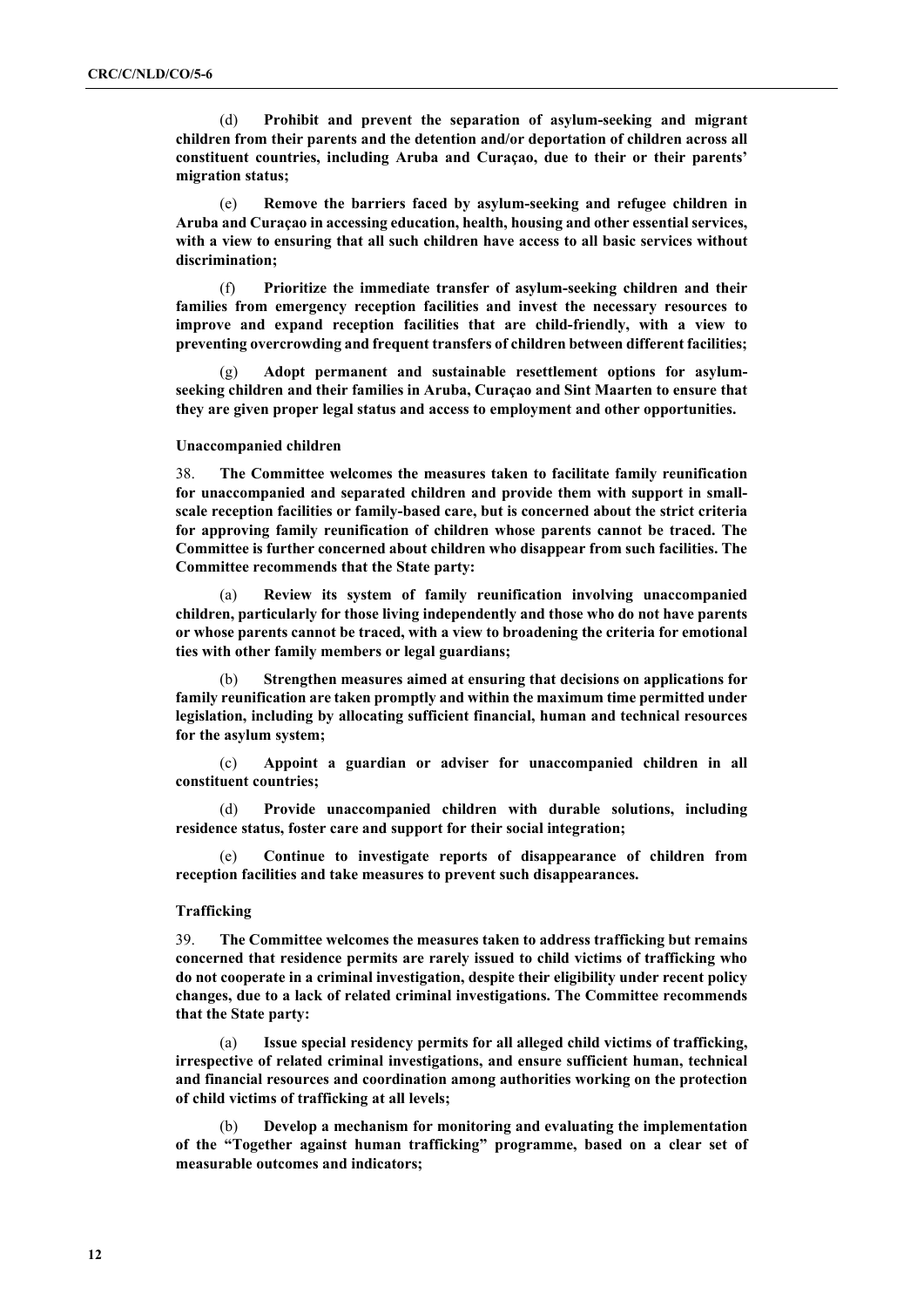(d) **Prohibit and prevent the separation of asylum-seeking and migrant children from their parents and the detention and/or deportation of children across all constituent countries, including Aruba and Curaçao, due to their or their parents' migration status;**

(e) **Remove the barriers faced by asylum-seeking and refugee children in Aruba and Curaçao in accessing education, health, housing and other essential services, with a view to ensuring that all such children have access to all basic services without discrimination;**

(f) **Prioritize the immediate transfer of asylum-seeking children and their families from emergency reception facilities and invest the necessary resources to improve and expand reception facilities that are child-friendly, with a view to preventing overcrowding and frequent transfers of children between different facilities;**

(g) **Adopt permanent and sustainable resettlement options for asylum-seeking children and their families in Aruba, Curaçao and Sint Maarten to ensure that they are given proper legal status and access to employment and other opportunities.**

### Unaccompanied children

38. **The Committee welcomes the measures taken to facilitate family reunification for unaccompanied and separated children and provide them with support in small-scale reception facilities or family-based care, but is concerned about the strict criteria for approving family reunification of children whose parents cannot be traced. The Committee is further concerned about children who disappear from such facilities. The Committee recommends that the State party:**

(a) **Review its system of family reunification involving unaccompanied children, particularly for those living independently and those who do not have parents or whose parents cannot be traced, with a view to broadening the criteria for emotional ties with other family members or legal guardians;**

(b) **Strengthen measures aimed at ensuring that decisions on applications for family reunification are taken promptly and within the maximum time permitted under legislation, including by allocating sufficient financial, human and technical resources for the asylum system;**

(c) **Appoint a guardian or adviser for unaccompanied children in all constituent countries;**

(d) **Provide unaccompanied children with durable solutions, including residence status, foster care and support for their social integration;**

(e) **Continue to investigate reports of disappearance of children from reception facilities and take measures to prevent such disappearances.**

### Trafficking

39. **The Committee welcomes the measures taken to address trafficking but remains concerned that residence permits are rarely issued to child victims of trafficking who do not cooperate in a criminal investigation, despite their eligibility under recent policy changes, due to a lack of related criminal investigations. The Committee recommends that the State party:**

(a) **Issue special residency permits for all alleged child victims of trafficking, irrespective of related criminal investigations, and ensure sufficient human, technical and financial resources and coordination among authorities working on the protection of child victims of trafficking at all levels;**

(b) **Develop a mechanism for monitoring and evaluating the implementation of the "Together against human trafficking" programme, based on a clear set of measurable outcomes and indicators;**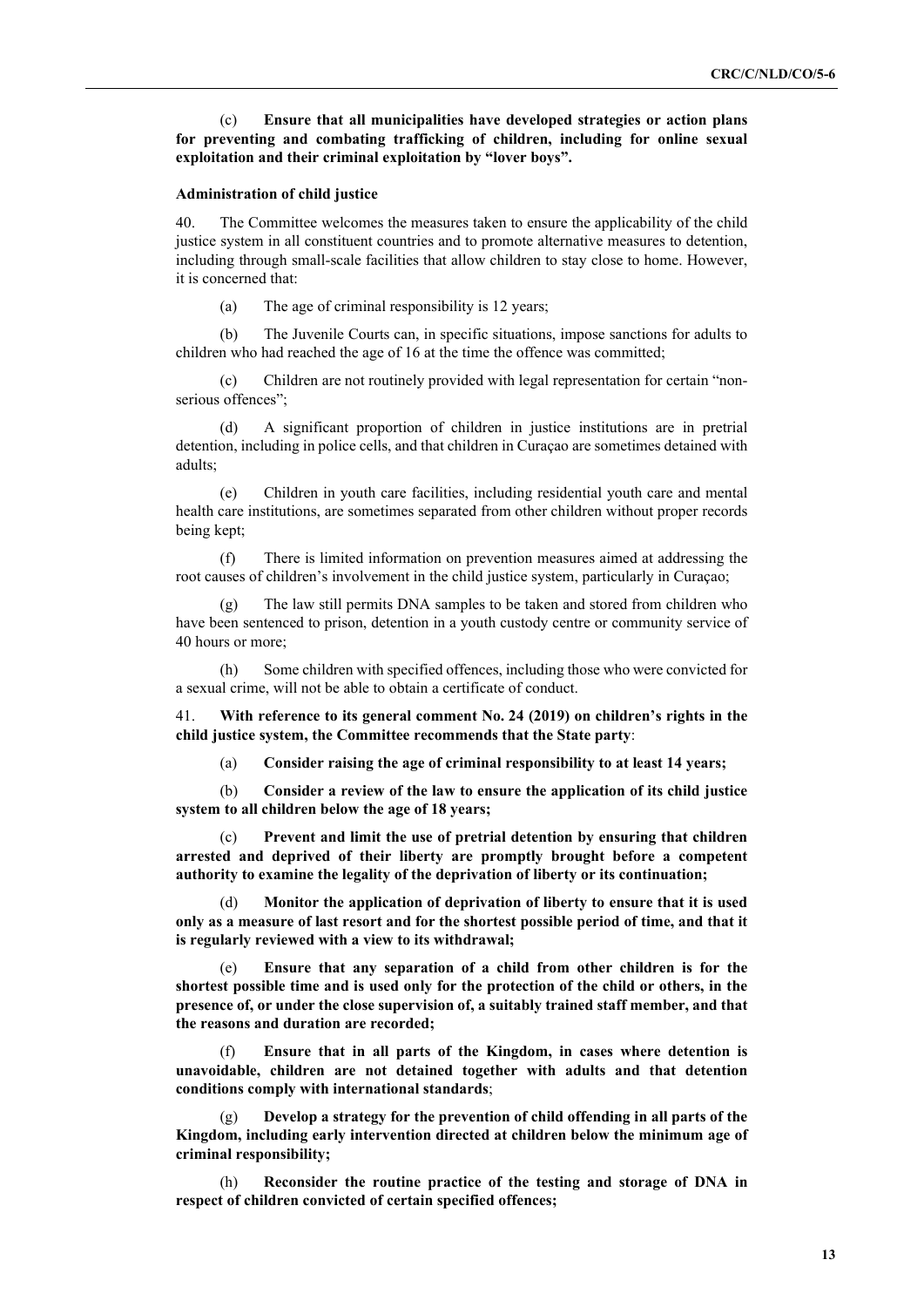(c) **Ensure that all municipalities have developed strategies or action plans for preventing and combating trafficking of children, including for online sexual exploitation and their criminal exploitation by "lover boys".**

### Administration of child justice

40. The Committee welcomes the measures taken to ensure the applicability of the child justice system in all constituent countries and to promote alternative measures to detention, including through small-scale facilities that allow children to stay close to home. However, it is concerned that:

(a) The age of criminal responsibility is 12 years;

(b) The Juvenile Courts can, in specific situations, impose sanctions for adults to children who had reached the age of 16 at the time the offence was committed;

(c) Children are not routinely provided with legal representation for certain "non-serious offences";

(d) A significant proportion of children in justice institutions are in pretrial detention, including in police cells, and that children in Curaçao are sometimes detained with adults;

(e) Children in youth care facilities, including residential youth care and mental health care institutions, are sometimes separated from other children without proper records being kept;

(f) There is limited information on prevention measures aimed at addressing the root causes of children's involvement in the child justice system, particularly in Curaçao;

(g) The law still permits DNA samples to be taken and stored from children who have been sentenced to prison, detention in a youth custody centre or community service of 40 hours or more;

(h) Some children with specified offences, including those who were convicted for a sexual crime, will not be able to obtain a certificate of conduct.

41. **With reference to its general comment No. 24 (2019) on children's rights in the child justice system, the Committee recommends that the State party**:

(a) **Consider raising the age of criminal responsibility to at least 14 years;**

(b) **Consider a review of the law to ensure the application of its child justice system to all children below the age of 18 years;**

(c) **Prevent and limit the use of pretrial detention by ensuring that children arrested and deprived of their liberty are promptly brought before a competent authority to examine the legality of the deprivation of liberty or its continuation;**

(d) **Monitor the application of deprivation of liberty to ensure that it is used only as a measure of last resort and for the shortest possible period of time, and that it is regularly reviewed with a view to its withdrawal;**

(e) **Ensure that any separation of a child from other children is for the shortest possible time and is used only for the protection of the child or others, in the presence of, or under the close supervision of, a suitably trained staff member, and that the reasons and duration are recorded;**

(f) **Ensure that in all parts of the Kingdom, in cases where detention is unavoidable, children are not detained together with adults and that detention conditions comply with international standards**;

(g) **Develop a strategy for the prevention of child offending in all parts of the Kingdom, including early intervention directed at children below the minimum age of criminal responsibility;**

(h) **Reconsider the routine practice of the testing and storage of DNA in respect of children convicted of certain specified offences;**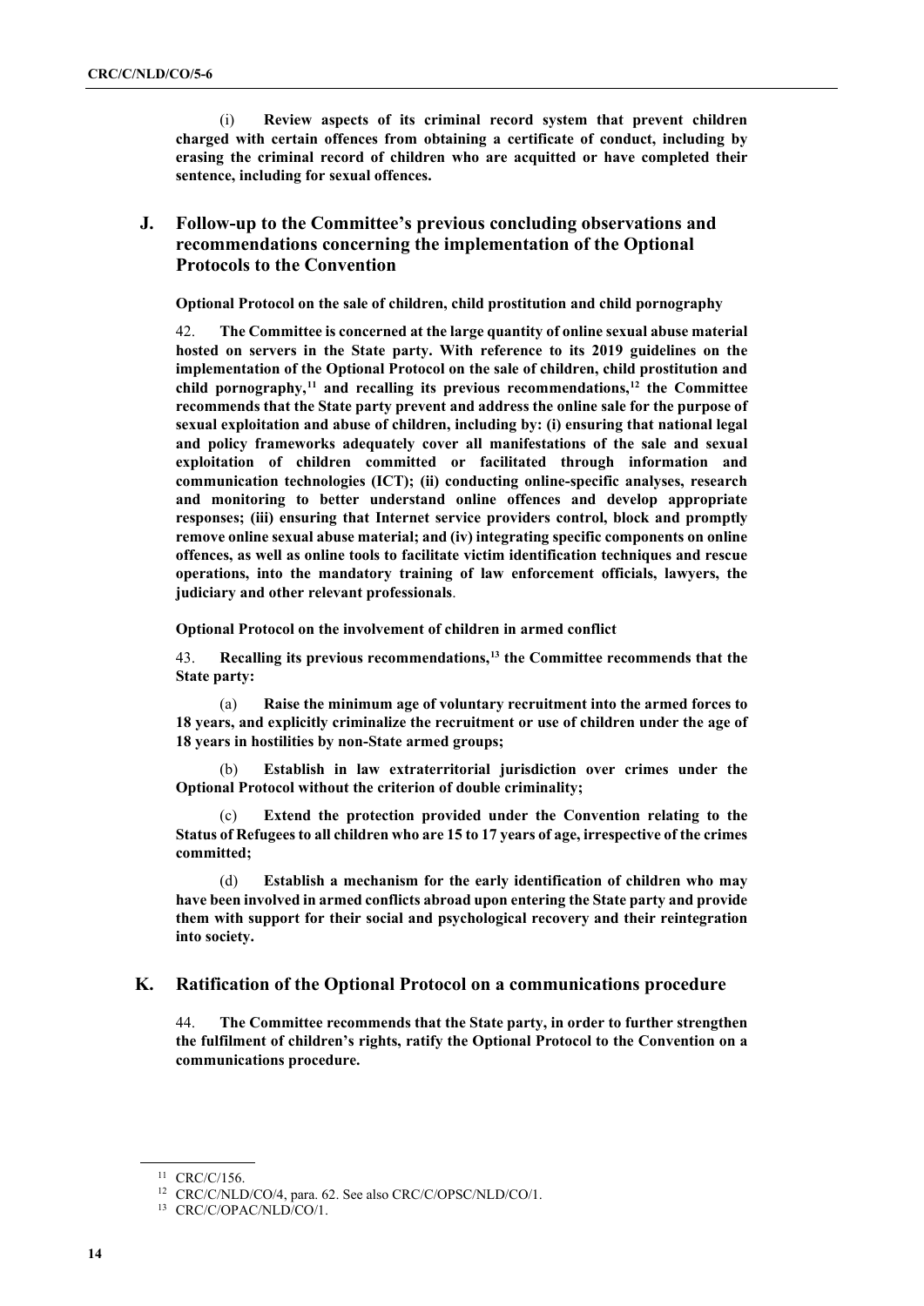(i) **Review aspects of its criminal record system that prevent children charged with certain offences from obtaining a certificate of conduct, including by erasing the criminal record of children who are acquitted or have completed their sentence, including for sexual offences.**

## J. Follow-up to the Committee's previous concluding observations and recommendations concerning the implementation of the Optional Protocols to the Convention

**Optional Protocol on the sale of children, child prostitution and child pornography**

42. **The Committee is concerned at the large quantity of online sexual abuse material hosted on servers in the State party. With reference to its 2019 guidelines on the implementation of the Optional Protocol on the sale of children, child prostitution and child pornography,[11] and recalling its previous recommendations,[12] the Committee recommends that the State party prevent and address the online sale for the purpose of sexual exploitation and abuse of children, including by: (i) ensuring that national legal and policy frameworks adequately cover all manifestations of the sale and sexual exploitation of children committed or facilitated through information and communication technologies (ICT); (ii) conducting online-specific analyses, research and monitoring to better understand online offences and develop appropriate responses; (iii) ensuring that Internet service providers control, block and promptly remove online sexual abuse material; and (iv) integrating specific components on online offences, as well as online tools to facilitate victim identification techniques and rescue operations, into the mandatory training of law enforcement officials, lawyers, the judiciary and other relevant professionals**.

**Optional Protocol on the involvement of children in armed conflict**

43. **Recalling its previous recommendations,[13] the Committee recommends that the State party:**

(a) **Raise the minimum age of voluntary recruitment into the armed forces to 18 years, and explicitly criminalize the recruitment or use of children under the age of 18 years in hostilities by non-State armed groups;**

(b) **Establish in law extraterritorial jurisdiction over crimes under the Optional Protocol without the criterion of double criminality;**

(c) **Extend the protection provided under the Convention relating to the Status of Refugees to all children who are 15 to 17 years of age, irrespective of the crimes committed;**

(d) **Establish a mechanism for the early identification of children who may have been involved in armed conflicts abroad upon entering the State party and provide them with support for their social and psychological recovery and their reintegration into society.**

## K. Ratification of the Optional Protocol on a communications procedure

44. **The Committee recommends that the State party, in order to further strengthen the fulfilment of children's rights, ratify the Optional Protocol to the Convention on a communications procedure.**

---

[11] CRC/C/156.

[12] CRC/C/NLD/CO/4, para. 62. See also CRC/C/OPSC/NLD/CO/1.

[13] CRC/C/OPAC/NLD/CO/1.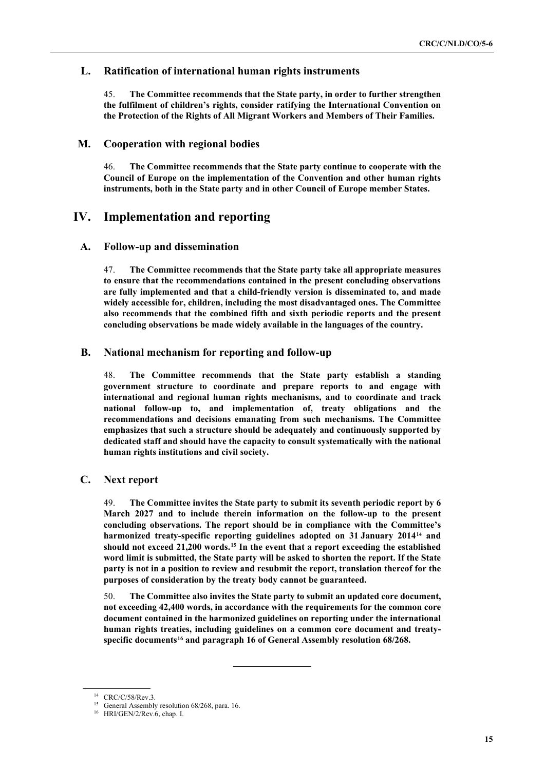## L. Ratification of international human rights instruments

45. **The Committee recommends that the State party, in order to further strengthen the fulfilment of children's rights, consider ratifying the International Convention on the Protection of the Rights of All Migrant Workers and Members of Their Families.**

## M. Cooperation with regional bodies

46. **The Committee recommends that the State party continue to cooperate with the Council of Europe on the implementation of the Convention and other human rights instruments, both in the State party and in other Council of Europe member States.**

# IV. Implementation and reporting

## A. Follow-up and dissemination

47. **The Committee recommends that the State party take all appropriate measures to ensure that the recommendations contained in the present concluding observations are fully implemented and that a child-friendly version is disseminated to, and made widely accessible for, children, including the most disadvantaged ones. The Committee also recommends that the combined fifth and sixth periodic reports and the present concluding observations be made widely available in the languages of the country.**

## B. National mechanism for reporting and follow-up

48. **The Committee recommends that the State party establish a standing government structure to coordinate and prepare reports to and engage with international and regional human rights mechanisms, and to coordinate and track national follow-up to, and implementation of, treaty obligations and the recommendations and decisions emanating from such mechanisms. The Committee emphasizes that such a structure should be adequately and continuously supported by dedicated staff and should have the capacity to consult systematically with the national human rights institutions and civil society.**

## C. Next report

49. **The Committee invites the State party to submit its seventh periodic report by 6 March 2027 and to include therein information on the follow-up to the present concluding observations. The report should be in compliance with the Committee's harmonized treaty-specific reporting guidelines adopted on 31 January 2014[14] and should not exceed 21,200 words.[15] In the event that a report exceeding the established word limit is submitted, the State party will be asked to shorten the report. If the State party is not in a position to review and resubmit the report, translation thereof for the purposes of consideration by the treaty body cannot be guaranteed.**

50. **The Committee also invites the State party to submit an updated core document, not exceeding 42,400 words, in accordance with the requirements for the common core document contained in the harmonized guidelines on reporting under the international human rights treaties, including guidelines on a common core document and treaty-specific documents[16] and paragraph 16 of General Assembly resolution 68/268.**

---

[14] CRC/C/58/Rev.3.

[15] General Assembly resolution 68/268, para. 16.

[16] HRI/GEN/2/Rev.6, chap. I.